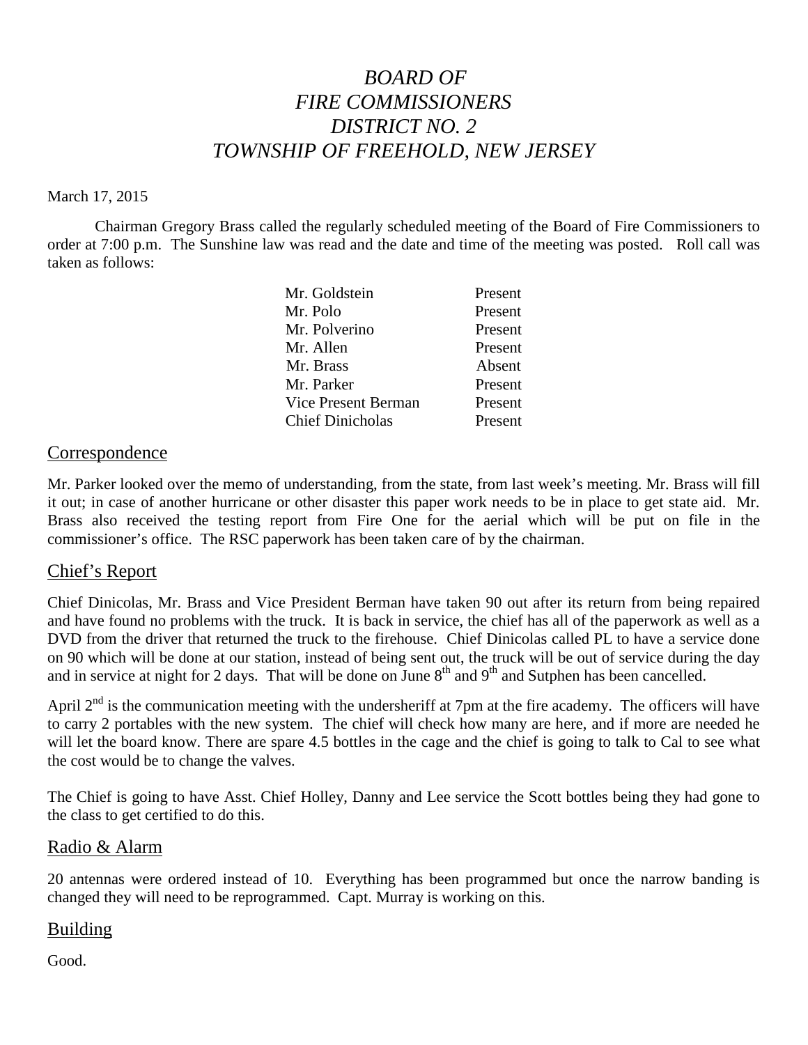# *BOARD OF FIRE COMMISSIONERS DISTRICT NO. 2 TOWNSHIP OF FREEHOLD, NEW JERSEY*

March 17, 2015

Chairman Gregory Brass called the regularly scheduled meeting of the Board of Fire Commissioners to order at 7:00 p.m. The Sunshine law was read and the date and time of the meeting was posted. Roll call was taken as follows:

| | |
|---|---|
| Mr. Goldstein | Present |
| Mr. Polo | Present |
| Mr. Polverino | Present |
| Mr. Allen | Present |
| Mr. Brass | Absent |
| Mr. Parker | Present |
| Vice Present Berman | Present |
| Chief Dinicholas | Present |

## Correspondence

Mr. Parker looked over the memo of understanding, from the state, from last week's meeting. Mr. Brass will fill it out; in case of another hurricane or other disaster this paper work needs to be in place to get state aid. Mr. Brass also received the testing report from Fire One for the aerial which will be put on file in the commissioner's office. The RSC paperwork has been taken care of by the chairman.

## Chief's Report

Chief Dinicolas, Mr. Brass and Vice President Berman have taken 90 out after its return from being repaired and have found no problems with the truck. It is back in service, the chief has all of the paperwork as well as a DVD from the driver that returned the truck to the firehouse. Chief Dinicolas called PL to have a service done on 90 which will be done at our station, instead of being sent out, the truck will be out of service during the day and in service at night for 2 days. That will be done on June 8th and 9th and Sutphen has been cancelled.

April 2nd is the communication meeting with the undersheriff at 7pm at the fire academy. The officers will have to carry 2 portables with the new system. The chief will check how many are here, and if more are needed he will let the board know. There are spare 4.5 bottles in the cage and the chief is going to talk to Cal to see what the cost would be to change the valves.

The Chief is going to have Asst. Chief Holley, Danny and Lee service the Scott bottles being they had gone to the class to get certified to do this.

## Radio & Alarm

20 antennas were ordered instead of 10. Everything has been programmed but once the narrow banding is changed they will need to be reprogrammed. Capt. Murray is working on this.

## Building

Good.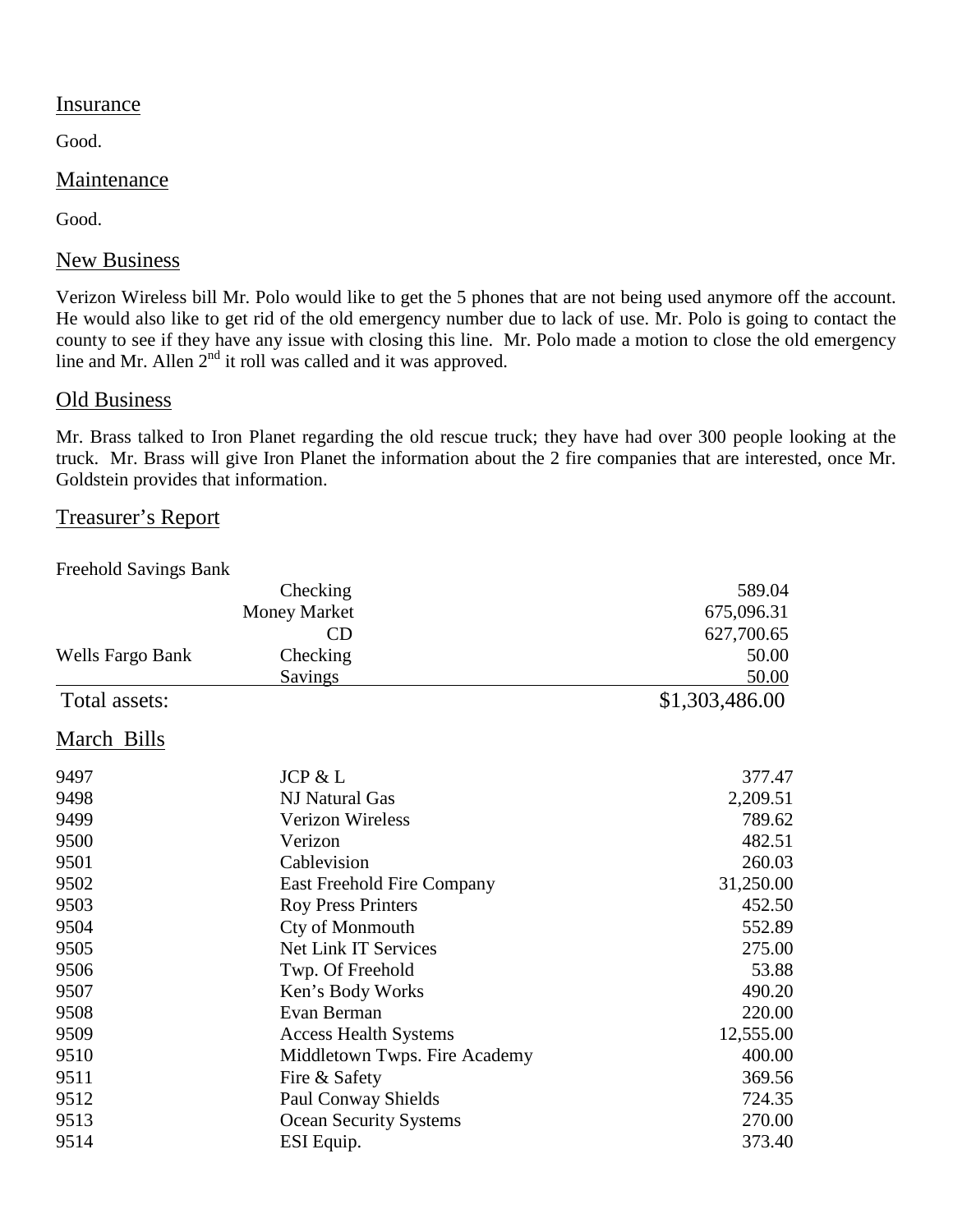## Insurance

Good.

## Maintenance

Good.

## New Business

Verizon Wireless bill Mr. Polo would like to get the 5 phones that are not being used anymore off the account. He would also like to get rid of the old emergency number due to lack of use. Mr. Polo is going to contact the county to see if they have any issue with closing this line. Mr. Polo made a motion to close the old emergency line and Mr. Allen 2nd it roll was called and it was approved.

## Old Business

Mr. Brass talked to Iron Planet regarding the old rescue truck; they have had over 300 people looking at the truck. Mr. Brass will give Iron Planet the information about the 2 fire companies that are interested, once Mr. Goldstein provides that information.

## Treasurer's Report

| | | |
|---|---|---|
| Freehold Savings Bank | | |
| | Checking | 589.04 |
| | Money Market | 675,096.31 |
| | CD | 627,700.65 |
| Wells Fargo Bank | Checking | 50.00 |
| | Savings | 50.00 |
| Total assets: | | $1,303,486.00 |

## March Bills

| | | |
|---|---|---|
| 9497 | JCP & L | 377.47 |
| 9498 | NJ Natural Gas | 2,209.51 |
| 9499 | Verizon Wireless | 789.62 |
| 9500 | Verizon | 482.51 |
| 9501 | Cablevision | 260.03 |
| 9502 | East Freehold Fire Company | 31,250.00 |
| 9503 | Roy Press Printers | 452.50 |
| 9504 | Cty of Monmouth | 552.89 |
| 9505 | Net Link IT Services | 275.00 |
| 9506 | Twp. Of Freehold | 53.88 |
| 9507 | Ken's Body Works | 490.20 |
| 9508 | Evan Berman | 220.00 |
| 9509 | Access Health Systems | 12,555.00 |
| 9510 | Middletown Twps. Fire Academy | 400.00 |
| 9511 | Fire & Safety | 369.56 |
| 9512 | Paul Conway Shields | 724.35 |
| 9513 | Ocean Security Systems | 270.00 |
| 9514 | ESI Equip. | 373.40 |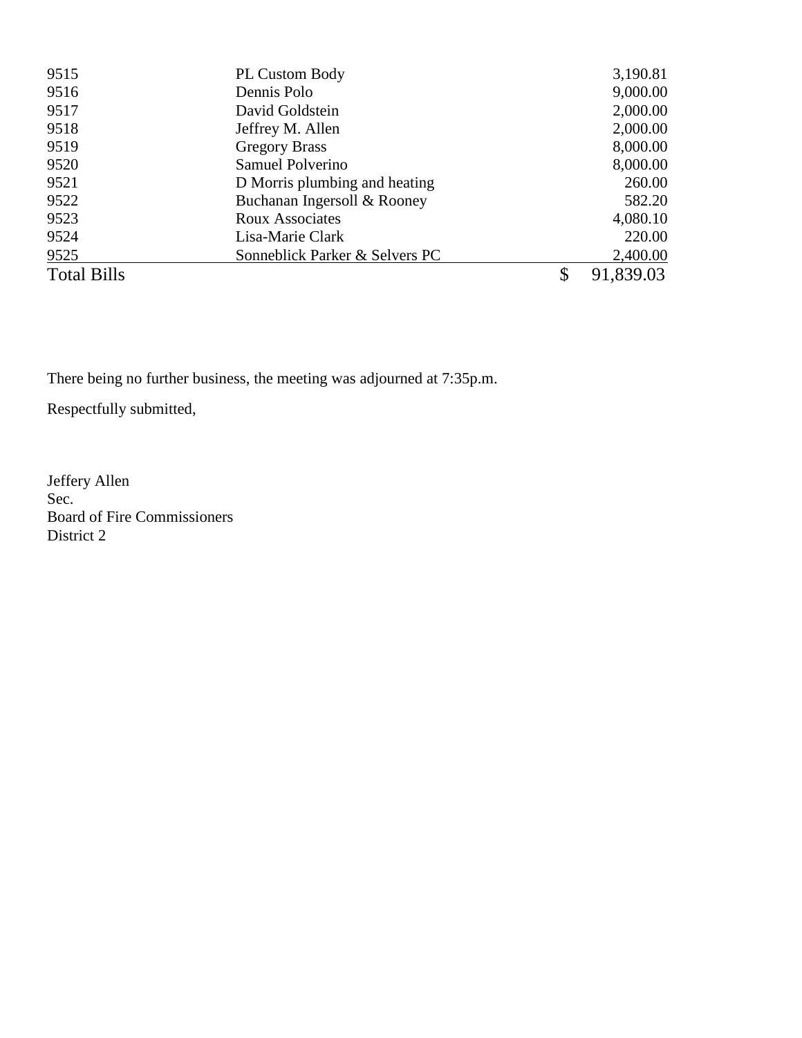| | | |
|---|---|---|
| 9515 | PL Custom Body | 3,190.81 |
| 9516 | Dennis Polo | 9,000.00 |
| 9517 | David Goldstein | 2,000.00 |
| 9518 | Jeffrey M. Allen | 2,000.00 |
| 9519 | Gregory Brass | 8,000.00 |
| 9520 | Samuel Polverino | 8,000.00 |
| 9521 | D Morris plumbing and heating | 260.00 |
| 9522 | Buchanan Ingersoll & Rooney | 582.20 |
| 9523 | Roux Associates | 4,080.10 |
| 9524 | Lisa-Marie Clark | 220.00 |
| 9525 | Sonneblick Parker & Selvers PC | 2,400.00 |
| Total Bills | | $ 91,839.03 |

There being no further business, the meeting was adjourned at 7:35p.m.

Respectfully submitted,

Jeffery Allen
Sec.
Board of Fire Commissioners
District 2